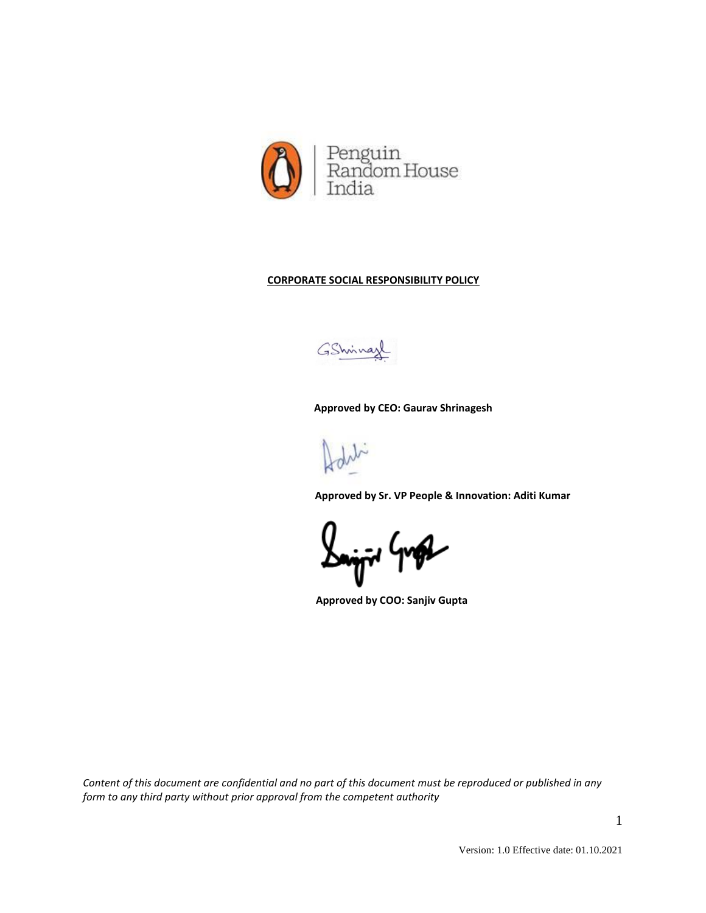Penguin Random House India

# CORPORATE SOCIAL RESPONSIBILITY POLICY

**Approved by CEO: Gaurav Shrinagesh**

**Approved by Sr. VP People & Innovation: Aditi Kumar**

**Approved by COO: Sanjiv Gupta**

*Content of this document are confidential and no part of this document must be reproduced or published in any form to any third party without prior approval from the competent authority*

Version: 1.0 Effective date: 01.10.2021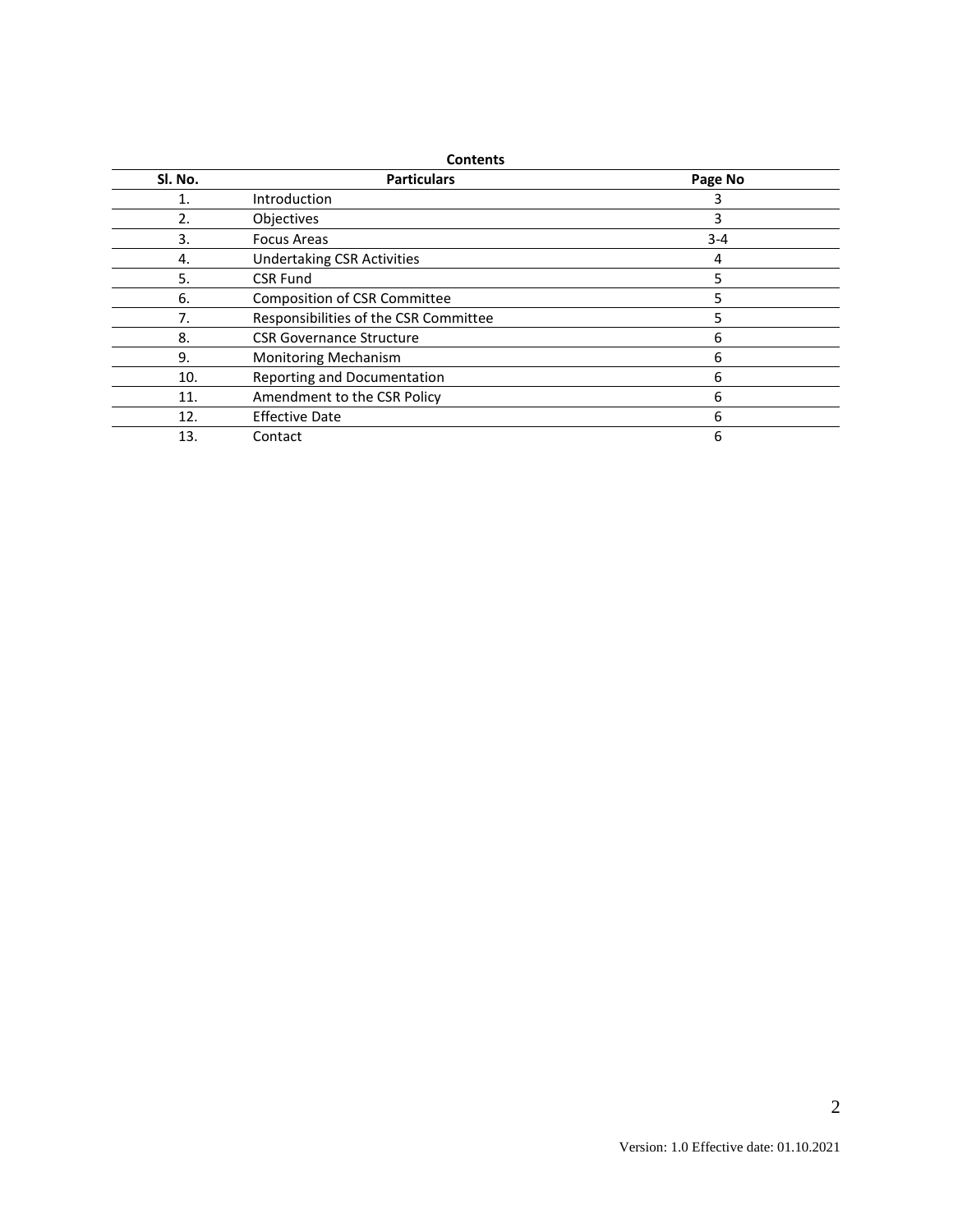**Contents**

| Sl. No. | Particulars | Page No |
| --- | --- | --- |
| 1. | Introduction | 3 |
| 2. | Objectives | 3 |
| 3. | Focus Areas | 3-4 |
| 4. | Undertaking CSR Activities | 4 |
| 5. | CSR Fund | 5 |
| 6. | Composition of CSR Committee | 5 |
| 7. | Responsibilities of the CSR Committee | 5 |
| 8. | CSR Governance Structure | 6 |
| 9. | Monitoring Mechanism | 6 |
| 10. | Reporting and Documentation | 6 |
| 11. | Amendment to the CSR Policy | 6 |
| 12. | Effective Date | 6 |
| 13. | Contact | 6 |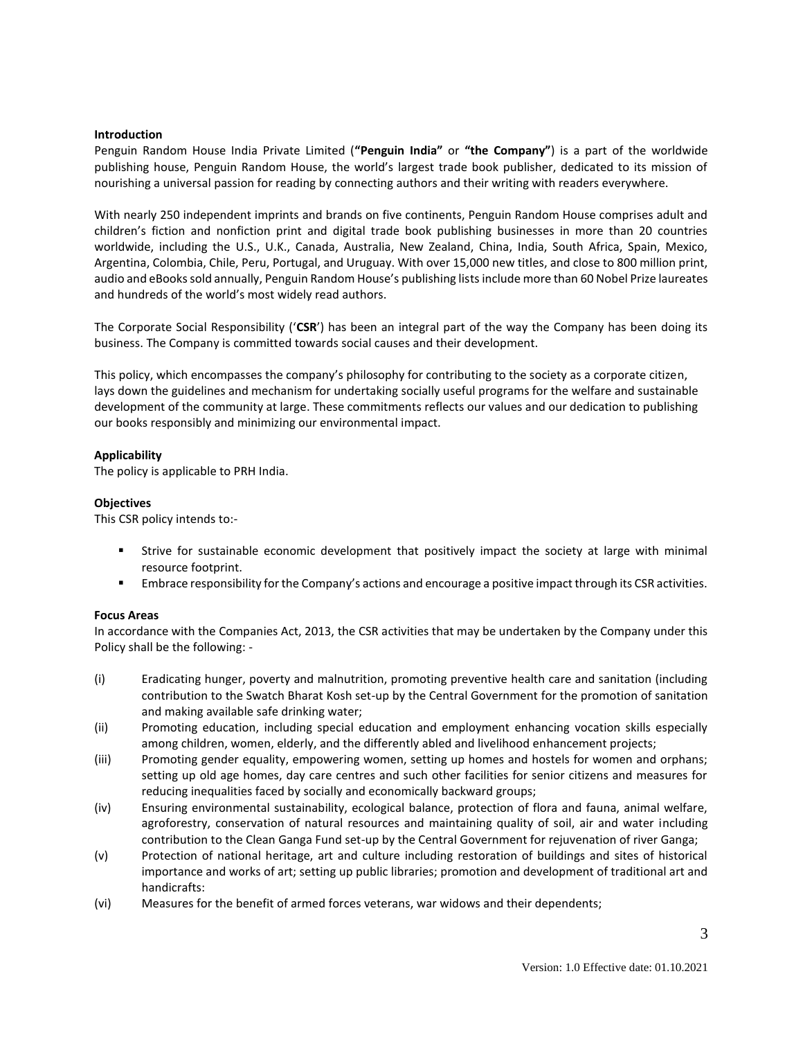### Introduction

Penguin Random House India Private Limited (**"Penguin India"** or **"the Company"**) is a part of the worldwide publishing house, Penguin Random House, the world's largest trade book publisher, dedicated to its mission of nourishing a universal passion for reading by connecting authors and their writing with readers everywhere.

With nearly 250 independent imprints and brands on five continents, Penguin Random House comprises adult and children's fiction and nonfiction print and digital trade book publishing businesses in more than 20 countries worldwide, including the U.S., U.K., Canada, Australia, New Zealand, China, India, South Africa, Spain, Mexico, Argentina, Colombia, Chile, Peru, Portugal, and Uruguay. With over 15,000 new titles, and close to 800 million print, audio and eBooks sold annually, Penguin Random House's publishing lists include more than 60 Nobel Prize laureates and hundreds of the world's most widely read authors.

The Corporate Social Responsibility ('**CSR**') has been an integral part of the way the Company has been doing its business. The Company is committed towards social causes and their development.

This policy, which encompasses the company's philosophy for contributing to the society as a corporate citizen, lays down the guidelines and mechanism for undertaking socially useful programs for the welfare and sustainable development of the community at large. These commitments reflects our values and our dedication to publishing our books responsibly and minimizing our environmental impact.

### Applicability

The policy is applicable to PRH India.

### Objectives

This CSR policy intends to:-

- Strive for sustainable economic development that positively impact the society at large with minimal resource footprint.
- Embrace responsibility for the Company's actions and encourage a positive impact through its CSR activities.

### Focus Areas

In accordance with the Companies Act, 2013, the CSR activities that may be undertaken by the Company under this Policy shall be the following: -

(i) Eradicating hunger, poverty and malnutrition, promoting preventive health care and sanitation (including contribution to the Swatch Bharat Kosh set-up by the Central Government for the promotion of sanitation and making available safe drinking water;

(ii) Promoting education, including special education and employment enhancing vocation skills especially among children, women, elderly, and the differently abled and livelihood enhancement projects;

(iii) Promoting gender equality, empowering women, setting up homes and hostels for women and orphans; setting up old age homes, day care centres and such other facilities for senior citizens and measures for reducing inequalities faced by socially and economically backward groups;

(iv) Ensuring environmental sustainability, ecological balance, protection of flora and fauna, animal welfare, agroforestry, conservation of natural resources and maintaining quality of soil, air and water including contribution to the Clean Ganga Fund set-up by the Central Government for rejuvenation of river Ganga;

(v) Protection of national heritage, art and culture including restoration of buildings and sites of historical importance and works of art; setting up public libraries; promotion and development of traditional art and handicrafts:

(vi) Measures for the benefit of armed forces veterans, war widows and their dependents;

Version: 1.0 Effective date: 01.10.2021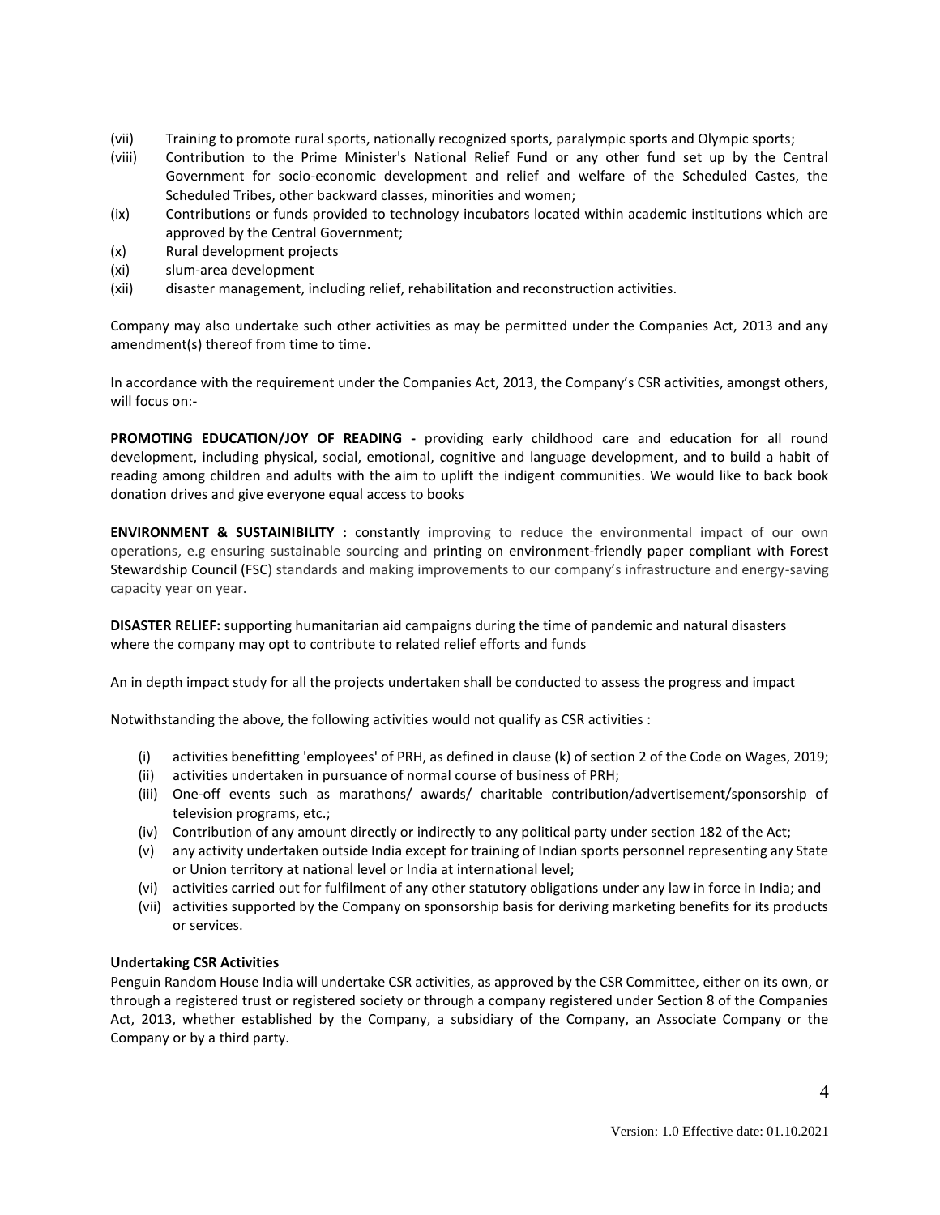(vii) Training to promote rural sports, nationally recognized sports, paralympic sports and Olympic sports;

(viii) Contribution to the Prime Minister's National Relief Fund or any other fund set up by the Central Government for socio-economic development and relief and welfare of the Scheduled Castes, the Scheduled Tribes, other backward classes, minorities and women;

(ix) Contributions or funds provided to technology incubators located within academic institutions which are approved by the Central Government;

(x) Rural development projects

(xi) slum-area development

(xii) disaster management, including relief, rehabilitation and reconstruction activities.

Company may also undertake such other activities as may be permitted under the Companies Act, 2013 and any amendment(s) thereof from time to time.

In accordance with the requirement under the Companies Act, 2013, the Company's CSR activities, amongst others, will focus on:-

**PROMOTING EDUCATION/JOY OF READING -** providing early childhood care and education for all round development, including physical, social, emotional, cognitive and language development, and to build a habit of reading among children and adults with the aim to uplift the indigent communities. We would like to back book donation drives and give everyone equal access to books

**ENVIRONMENT & SUSTAINIBILITY :** constantly improving to reduce the environmental impact of our own operations, e.g ensuring sustainable sourcing and printing on environment-friendly paper compliant with Forest Stewardship Council (FSC) standards and making improvements to our company's infrastructure and energy-saving capacity year on year.

**DISASTER RELIEF:** supporting humanitarian aid campaigns during the time of pandemic and natural disasters where the company may opt to contribute to related relief efforts and funds

An in depth impact study for all the projects undertaken shall be conducted to assess the progress and impact

Notwithstanding the above, the following activities would not qualify as CSR activities :

(i) activities benefitting 'employees' of PRH, as defined in clause (k) of section 2 of the Code on Wages, 2019;

(ii) activities undertaken in pursuance of normal course of business of PRH;

(iii) One-off events such as marathons/ awards/ charitable contribution/advertisement/sponsorship of television programs, etc.;

(iv) Contribution of any amount directly or indirectly to any political party under section 182 of the Act;

(v) any activity undertaken outside India except for training of Indian sports personnel representing any State or Union territory at national level or India at international level;

(vi) activities carried out for fulfilment of any other statutory obligations under any law in force in India; and

(vii) activities supported by the Company on sponsorship basis for deriving marketing benefits for its products or services.

**Undertaking CSR Activities**

Penguin Random House India will undertake CSR activities, as approved by the CSR Committee, either on its own, or through a registered trust or registered society or through a company registered under Section 8 of the Companies Act, 2013, whether established by the Company, a subsidiary of the Company, an Associate Company or the Company or by a third party.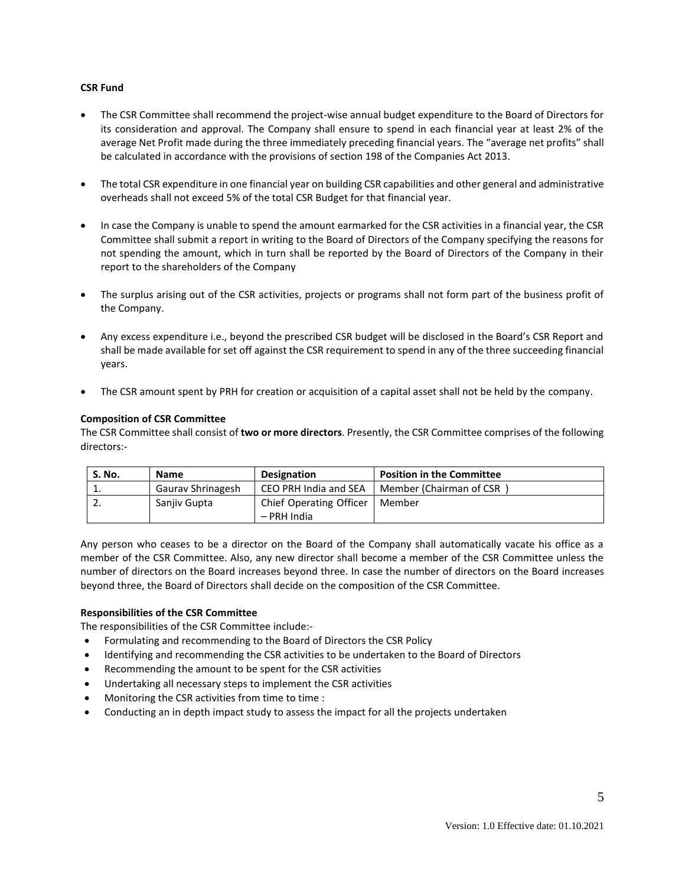**CSR Fund**

- The CSR Committee shall recommend the project-wise annual budget expenditure to the Board of Directors for its consideration and approval. The Company shall ensure to spend in each financial year at least 2% of the average Net Profit made during the three immediately preceding financial years. The "average net profits" shall be calculated in accordance with the provisions of section 198 of the Companies Act 2013.
- The total CSR expenditure in one financial year on building CSR capabilities and other general and administrative overheads shall not exceed 5% of the total CSR Budget for that financial year.
- In case the Company is unable to spend the amount earmarked for the CSR activities in a financial year, the CSR Committee shall submit a report in writing to the Board of Directors of the Company specifying the reasons for not spending the amount, which in turn shall be reported by the Board of Directors of the Company in their report to the shareholders of the Company
- The surplus arising out of the CSR activities, projects or programs shall not form part of the business profit of the Company.
- Any excess expenditure i.e., beyond the prescribed CSR budget will be disclosed in the Board's CSR Report and shall be made available for set off against the CSR requirement to spend in any of the three succeeding financial years.
- The CSR amount spent by PRH for creation or acquisition of a capital asset shall not be held by the company.

**Composition of CSR Committee**

The CSR Committee shall consist of **two or more directors**. Presently, the CSR Committee comprises of the following directors:-

| S. No. | Name | Designation | Position in the Committee |
|---|---|---|---|
| 1. | Gaurav Shrinagesh | CEO PRH India and SEA | Member (Chairman of CSR ) |
| 2. | Sanjiv Gupta | Chief Operating Officer – PRH India | Member |

Any person who ceases to be a director on the Board of the Company shall automatically vacate his office as a member of the CSR Committee. Also, any new director shall become a member of the CSR Committee unless the number of directors on the Board increases beyond three. In case the number of directors on the Board increases beyond three, the Board of Directors shall decide on the composition of the CSR Committee.

**Responsibilities of the CSR Committee**

The responsibilities of the CSR Committee include:-

- Formulating and recommending to the Board of Directors the CSR Policy
- Identifying and recommending the CSR activities to be undertaken to the Board of Directors
- Recommending the amount to be spent for the CSR activities
- Undertaking all necessary steps to implement the CSR activities
- Monitoring the CSR activities from time to time :
- Conducting an in depth impact study to assess the impact for all the projects undertaken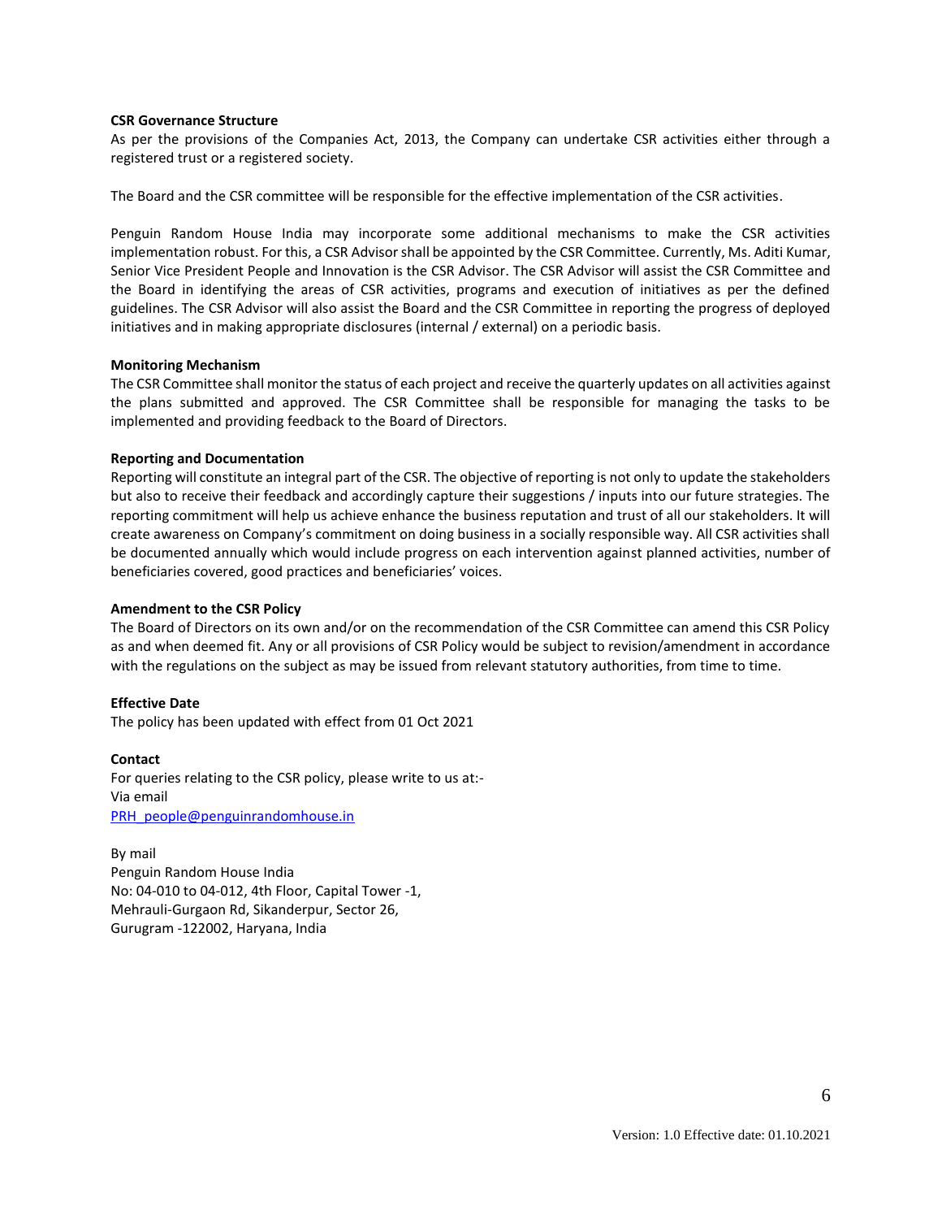**CSR Governance Structure**

As per the provisions of the Companies Act, 2013, the Company can undertake CSR activities either through a registered trust or a registered society.

The Board and the CSR committee will be responsible for the effective implementation of the CSR activities.

Penguin Random House India may incorporate some additional mechanisms to make the CSR activities implementation robust. For this, a CSR Advisor shall be appointed by the CSR Committee. Currently, Ms. Aditi Kumar, Senior Vice President People and Innovation is the CSR Advisor. The CSR Advisor will assist the CSR Committee and the Board in identifying the areas of CSR activities, programs and execution of initiatives as per the defined guidelines. The CSR Advisor will also assist the Board and the CSR Committee in reporting the progress of deployed initiatives and in making appropriate disclosures (internal / external) on a periodic basis.

**Monitoring Mechanism**

The CSR Committee shall monitor the status of each project and receive the quarterly updates on all activities against the plans submitted and approved. The CSR Committee shall be responsible for managing the tasks to be implemented and providing feedback to the Board of Directors.

**Reporting and Documentation**

Reporting will constitute an integral part of the CSR. The objective of reporting is not only to update the stakeholders but also to receive their feedback and accordingly capture their suggestions / inputs into our future strategies. The reporting commitment will help us achieve enhance the business reputation and trust of all our stakeholders. It will create awareness on Company's commitment on doing business in a socially responsible way. All CSR activities shall be documented annually which would include progress on each intervention against planned activities, number of beneficiaries covered, good practices and beneficiaries' voices.

**Amendment to the CSR Policy**

The Board of Directors on its own and/or on the recommendation of the CSR Committee can amend this CSR Policy as and when deemed fit. Any or all provisions of CSR Policy would be subject to revision/amendment in accordance with the regulations on the subject as may be issued from relevant statutory authorities, from time to time.

**Effective Date**

The policy has been updated with effect from 01 Oct 2021

**Contact**

For queries relating to the CSR policy, please write to us at:-
Via email
PRH_people@penguinrandomhouse.in

By mail
Penguin Random House India
No: 04-010 to 04-012, 4th Floor, Capital Tower -1,
Mehrauli-Gurgaon Rd, Sikanderpur, Sector 26,
Gurugram -122002, Haryana, India